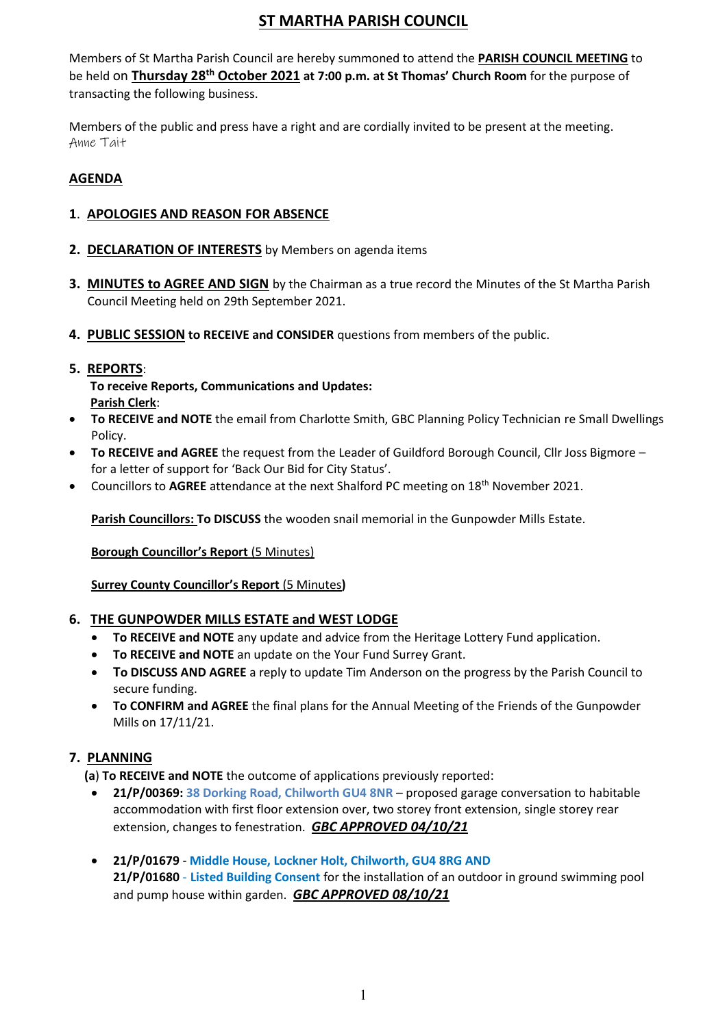# ST MARTHA PARISH COUNCIL

Members of St Martha Parish Council are hereby summoned to attend the **PARISH COUNCIL MEETING** to be held on **Thursday 28th October 2021 at 7:00 p.m. at St Thomas' Church Room** for the purpose of transacting the following business.

Members of the public and press have a right and are cordially invited to be present at the meeting.
Anne Tait

## AGENDA

**1. APOLOGIES AND REASON FOR ABSENCE**

**2. DECLARATION OF INTERESTS** by Members on agenda items

**3. MINUTES to AGREE AND SIGN** by the Chairman as a true record the Minutes of the St Martha Parish Council Meeting held on 29th September 2021.

**4. PUBLIC SESSION to RECEIVE and CONSIDER** questions from members of the public.

**5. REPORTS**:

**To receive Reports, Communications and Updates:**
**Parish Clerk**:

- **To RECEIVE and NOTE** the email from Charlotte Smith, GBC Planning Policy Technician re Small Dwellings Policy.
- **To RECEIVE and AGREE** the request from the Leader of Guildford Borough Council, Cllr Joss Bigmore – for a letter of support for 'Back Our Bid for City Status'.
- Councillors to **AGREE** attendance at the next Shalford PC meeting on 18th November 2021.

**Parish Councillors: To DISCUSS** the wooden snail memorial in the Gunpowder Mills Estate.

**Borough Councillor's Report** (5 Minutes)

**Surrey County Councillor's Report** (5 Minutes)

**6. THE GUNPOWDER MILLS ESTATE and WEST LODGE**

- **To RECEIVE and NOTE** any update and advice from the Heritage Lottery Fund application.
- **To RECEIVE and NOTE** an update on the Your Fund Surrey Grant.
- **To DISCUSS AND AGREE** a reply to update Tim Anderson on the progress by the Parish Council to secure funding.
- **To CONFIRM and AGREE** the final plans for the Annual Meeting of the Friends of the Gunpowder Mills on 17/11/21.

**7. PLANNING**

**(a) To RECEIVE and NOTE** the outcome of applications previously reported:

- **21/P/00369: 38 Dorking Road, Chilworth GU4 8NR** – proposed garage conversation to habitable accommodation with first floor extension over, two storey front extension, single storey rear extension, changes to fenestration. ***GBC APPROVED 04/10/21***

- **21/P/01679** - **Middle House, Lockner Holt, Chilworth, GU4 8RG AND**
  **21/P/01680** - **Listed Building Consent** for the installation of an outdoor in ground swimming pool and pump house within garden. ***GBC APPROVED 08/10/21***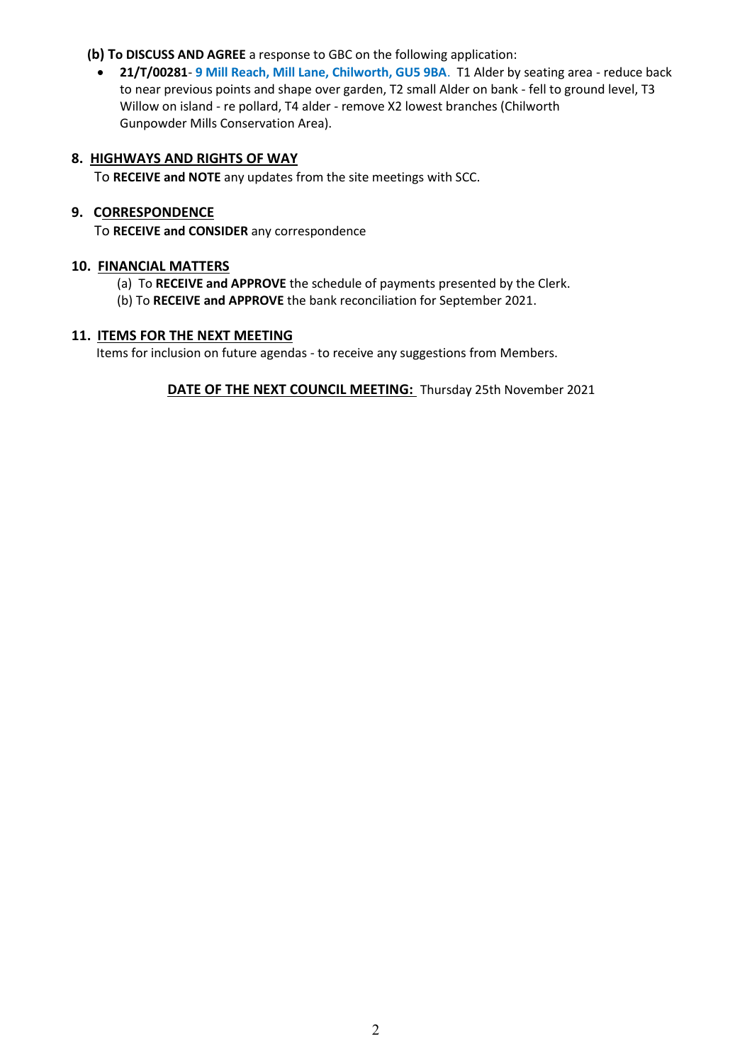**(b) To DISCUSS AND AGREE** a response to GBC on the following application:

- **21/T/00281**- **9 Mill Reach, Mill Lane, Chilworth, GU5 9BA**. T1 Alder by seating area - reduce back to near previous points and shape over garden, T2 small Alder on bank - fell to ground level, T3 Willow on island - re pollard, T4 alder - remove X2 lowest branches (Chilworth Gunpowder Mills Conservation Area).

## 8. HIGHWAYS AND RIGHTS OF WAY

To **RECEIVE and NOTE** any updates from the site meetings with SCC.

## 9. CORRESPONDENCE

To **RECEIVE and CONSIDER** any correspondence

## 10. FINANCIAL MATTERS

(a) To **RECEIVE and APPROVE** the schedule of payments presented by the Clerk.

(b) To **RECEIVE and APPROVE** the bank reconciliation for September 2021.

## 11. ITEMS FOR THE NEXT MEETING

Items for inclusion on future agendas - to receive any suggestions from Members.

**DATE OF THE NEXT COUNCIL MEETING:** Thursday 25th November 2021